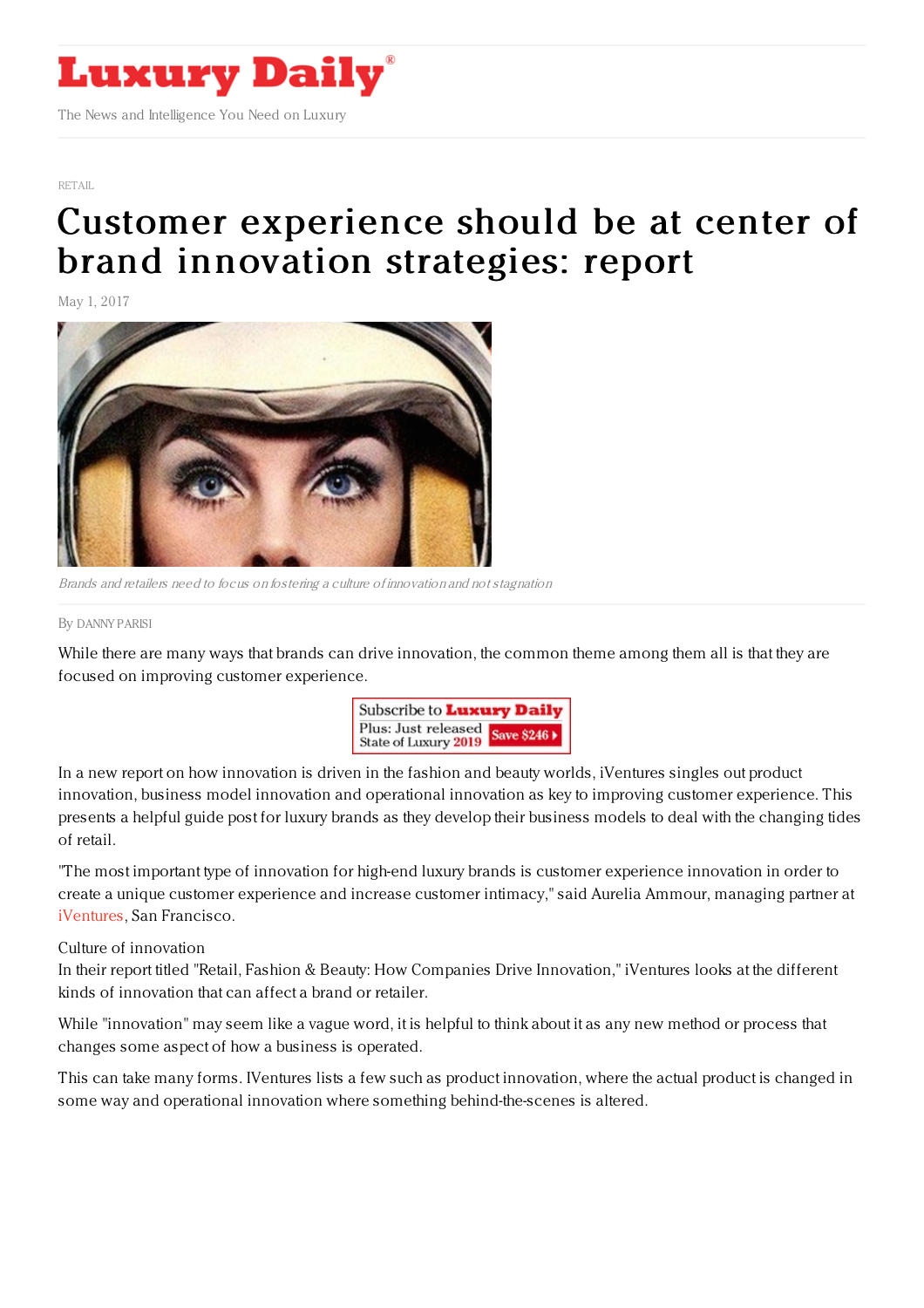# Luxury Daily

The News and Intelligence You Need on Luxury

RETAIL

# Customer experience should be at center of brand innovation strategies: report

May 1, 2017

*Brands and retailers need to focus on fostering a culture of innovation and not stagnation*

By DANNY PARISI

While there are many ways that brands can drive innovation, the common theme among them all is that they are focused on improving customer experience.

In a new report on how innovation is driven in the fashion and beauty worlds, iVentures singles out product innovation, business model innovation and operational innovation as key to improving customer experience. This presents a helpful guide post for luxury brands as they develop their business models to deal with the changing tides of retail.

"The most important type of innovation for high-end luxury brands is customer experience innovation in order to create a unique customer experience and increase customer intimacy," said Aurelia Ammour, managing partner at iVentures, San Francisco.

Culture of innovation

In their report titled "Retail, Fashion & Beauty: How Companies Drive Innovation," iVentures looks at the different kinds of innovation that can affect a brand or retailer.

While "innovation" may seem like a vague word, it is helpful to think about it as any new method or process that changes some aspect of how a business is operated.

This can take many forms. IVentures lists a few such as product innovation, where the actual product is changed in some way and operational innovation where something behind-the-scenes is altered.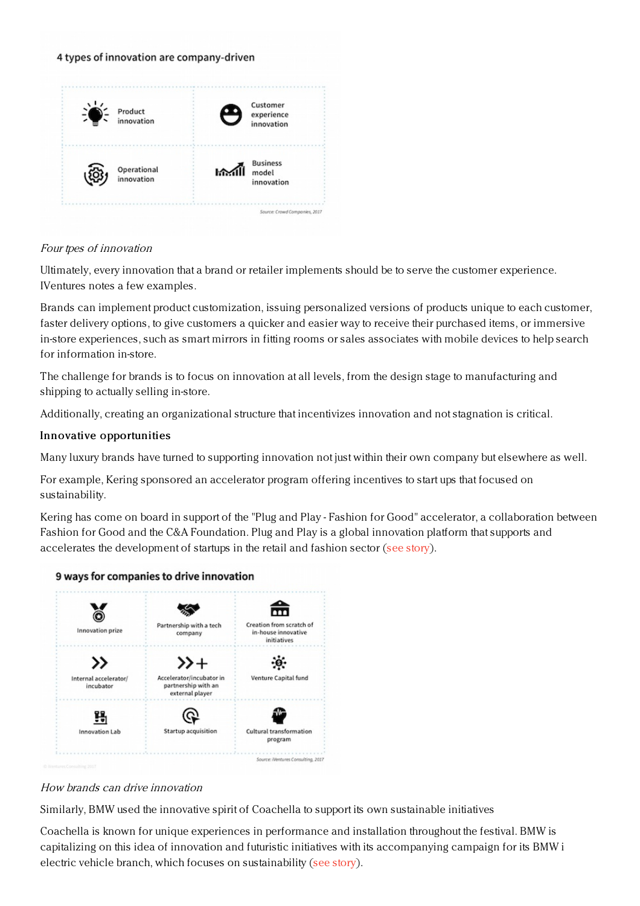**4 types of innovation are company-driven**

| | |
|---|---|
| Product innovation | Customer experience innovation |
| Operational innovation | Business model innovation |

Source: Crowd Companies, 2017

*Four tpes of innovation*

Ultimately, every innovation that a brand or retailer implements should be to serve the customer experience. IVentures notes a few examples.

Brands can implement product customization, issuing personalized versions of products unique to each customer, faster delivery options, to give customers a quicker and easier way to receive their purchased items, or immersive in-store experiences, such as smart mirrors in fitting rooms or sales associates with mobile devices to help search for information in-store.

The challenge for brands is to focus on innovation at all levels, from the design stage to manufacturing and shipping to actually selling in-store.

Additionally, creating an organizational structure that incentivizes innovation and not stagnation is critical.

**Innovative opportunities**

Many luxury brands have turned to supporting innovation not just within their own company but elsewhere as well.

For example, Kering sponsored an accelerator program offering incentives to start ups that focused on sustainability.

Kering has come on board in support of the "Plug and Play - Fashion for Good" accelerator, a collaboration between Fashion for Good and the C&A Foundation. Plug and Play is a global innovation platform that supports and accelerates the development of startups in the retail and fashion sector (see story).

**9 ways for companies to drive innovation**

| | | |
|---|---|---|
| Innovation prize | Partnership with a tech company | Creation from scratch of in-house innovative initiatives |
| Internal accelerator/ incubator | Accelerator/incubator in partnership with an external player | Venture Capital fund |
| Innovation Lab | Startup acquisition | Cultural transformation program |

Source: IVentures Consulting, 2017

*How brands can drive innovation*

Similarly, BMW used the innovative spirit of Coachella to support its own sustainable initiatives

Coachella is known for unique experiences in performance and installation throughout the festival. BMW is capitalizing on this idea of innovation and futuristic initiatives with its accompanying campaign for its BMW i electric vehicle branch, which focuses on sustainability (see story).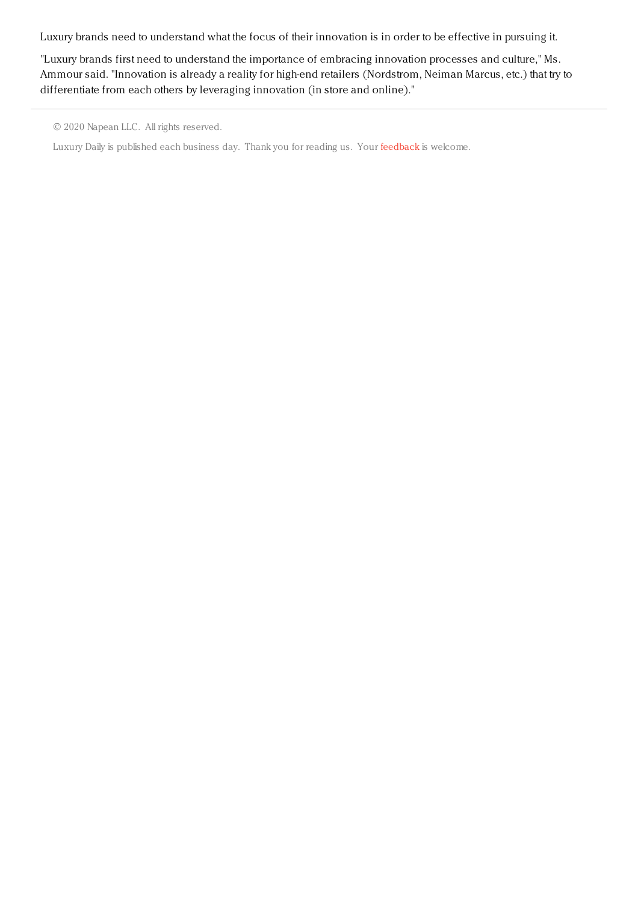Luxury brands need to understand what the focus of their innovation is in order to be effective in pursuing it.

"Luxury brands first need to understand the importance of embracing innovation processes and culture," Ms. Ammour said. "Innovation is already a reality for high-end retailers (Nordstrom, Neiman Marcus, etc.) that try to differentiate from each others by leveraging innovation (in store and online)."

---

© 2020 Napean LLC. All rights reserved.

Luxury Daily is published each business day. Thank you for reading us. Your feedback is welcome.